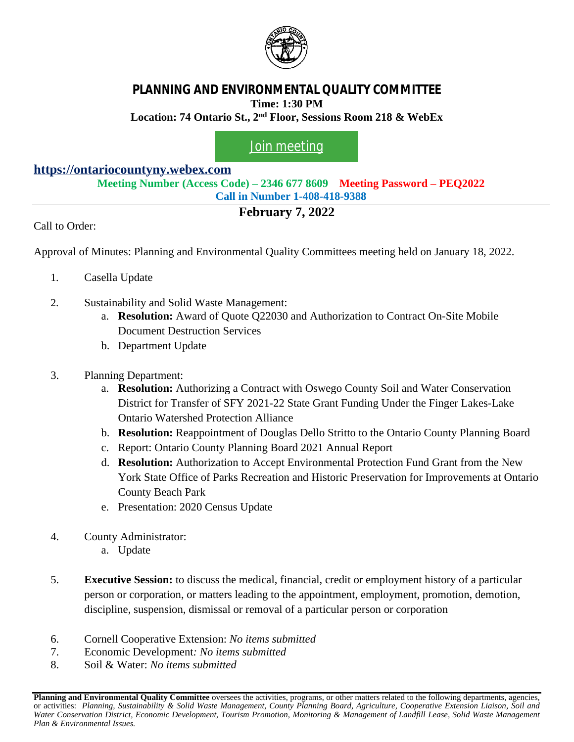# PLANNING AND ENVIRONMENTAL QUALITY COMMITTEE

**Time: 1:30 PM**

**Location: 74 Ontario St., 2nd Floor, Sessions Room 218 & WebEx**

Join meeting

**https://ontariocountyny.webex.com**

**Meeting Number (Access Code) – 2346 677 8609** **Meeting Password – PEQ2022**

**Call in Number 1-408-418-9388**

## February 7, 2022

Call to Order:

Approval of Minutes: Planning and Environmental Quality Committees meeting held on January 18, 2022.

1. Casella Update

2. Sustainability and Solid Waste Management:
   a. **Resolution:** Award of Quote Q22030 and Authorization to Contract On-Site Mobile Document Destruction Services
   b. Department Update

3. Planning Department:
   a. **Resolution:** Authorizing a Contract with Oswego County Soil and Water Conservation District for Transfer of SFY 2021-22 State Grant Funding Under the Finger Lakes-Lake Ontario Watershed Protection Alliance
   b. **Resolution:** Reappointment of Douglas Dello Stritto to the Ontario County Planning Board
   c. Report: Ontario County Planning Board 2021 Annual Report
   d. **Resolution:** Authorization to Accept Environmental Protection Fund Grant from the New York State Office of Parks Recreation and Historic Preservation for Improvements at Ontario County Beach Park
   e. Presentation: 2020 Census Update

4. County Administrator:
   a. Update

5. **Executive Session:** to discuss the medical, financial, credit or employment history of a particular person or corporation, or matters leading to the appointment, employment, promotion, demotion, discipline, suspension, dismissal or removal of a particular person or corporation

6. Cornell Cooperative Extension: *No items submitted*
7. Economic Development*: No items submitted*
8. Soil & Water: *No items submitted*

**Planning and Environmental Quality Committee** oversees the activities, programs, or other matters related to the following departments, agencies, or activities: *Planning, Sustainability & Solid Waste Management, County Planning Board, Agriculture, Cooperative Extension Liaison, Soil and Water Conservation District, Economic Development, Tourism Promotion, Monitoring & Management of Landfill Lease, Solid Waste Management Plan & Environmental Issues.*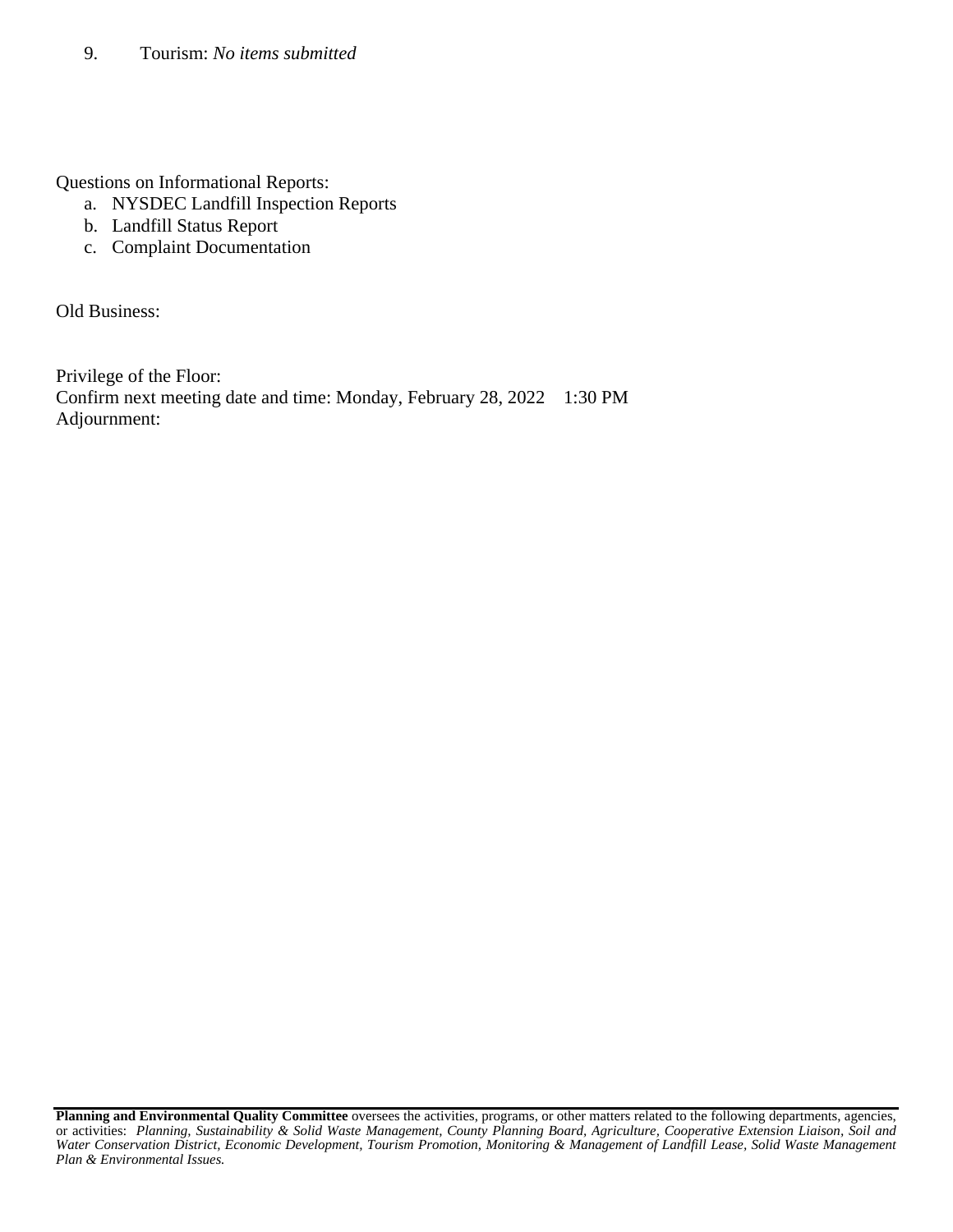9. Tourism: *No items submitted*

Questions on Informational Reports:

a. NYSDEC Landfill Inspection Reports
b. Landfill Status Report
c. Complaint Documentation

Old Business:

Privilege of the Floor:

Confirm next meeting date and time: Monday, February 28, 2022 1:30 PM

Adjournment:

**Planning and Environmental Quality Committee** oversees the activities, programs, or other matters related to the following departments, agencies, or activities: *Planning, Sustainability & Solid Waste Management, County Planning Board, Agriculture, Cooperative Extension Liaison, Soil and Water Conservation District, Economic Development, Tourism Promotion, Monitoring & Management of Landfill Lease, Solid Waste Management Plan & Environmental Issues.*